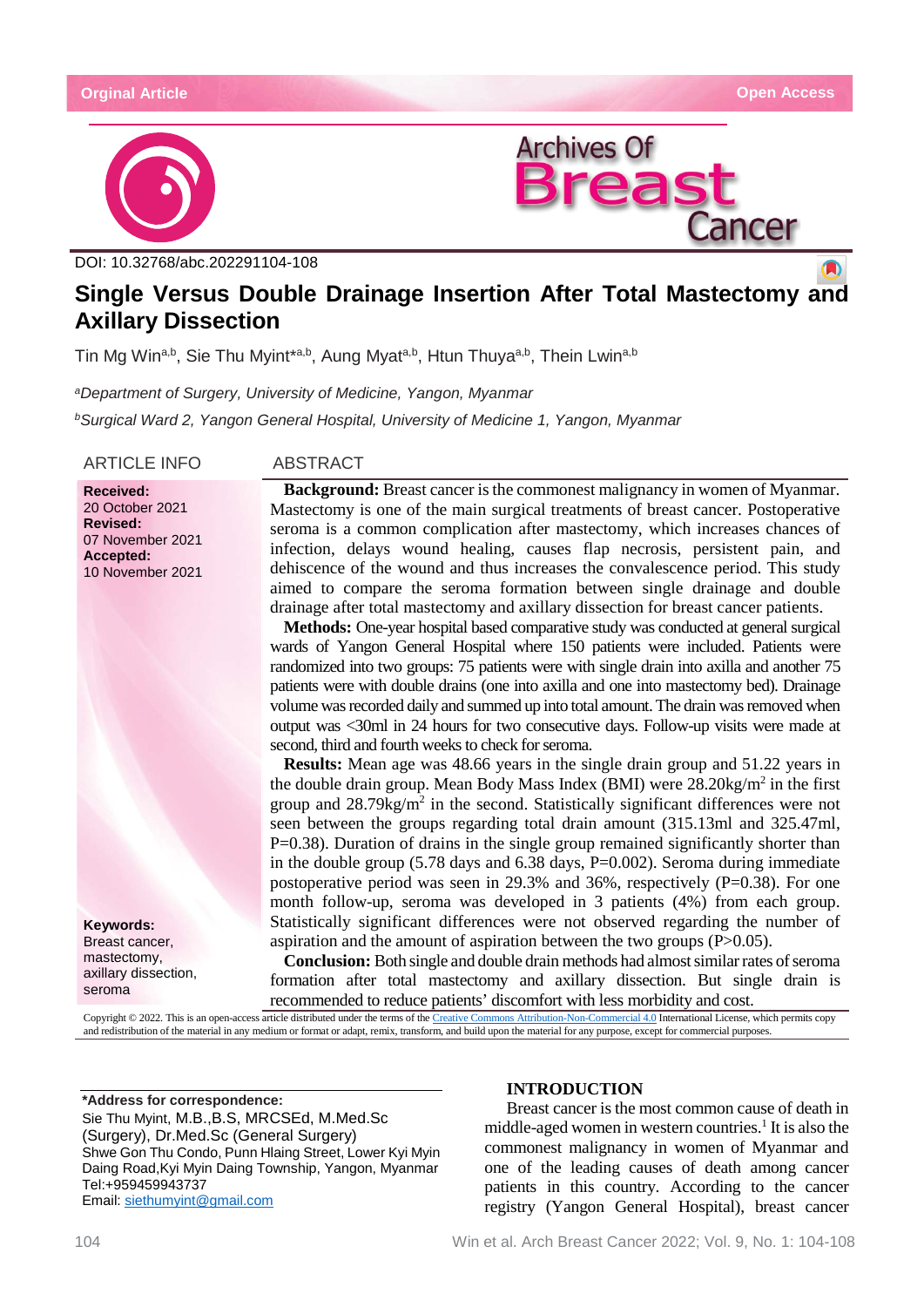Orginal Article

Open Access

DOI: 10.32768/abc.202291104-108

# Single Versus Double Drainage Insertion After Total Mastectomy and Axillary Dissection

Tin Mg Win[a,b], Sie Thu Myint*[a,b], Aung Myat[a,b], Htun Thuya[a,b], Thein Lwin[a,b]

[a]*Department of Surgery, University of Medicine, Yangon, Myanmar*

[b]*Surgical Ward 2, Yangon General Hospital, University of Medicine 1, Yangon, Myanmar*

## ARTICLE INFO

**Received:**
20 October 2021
**Revised:**
07 November 2021
**Accepted:**
10 November 2021

**Keywords:**
Breast cancer, mastectomy, axillary dissection, seroma

## ABSTRACT

**Background:** Breast cancer is the commonest malignancy in women of Myanmar. Mastectomy is one of the main surgical treatments of breast cancer. Postoperative seroma is a common complication after mastectomy, which increases chances of infection, delays wound healing, causes flap necrosis, persistent pain, and dehiscence of the wound and thus increases the convalescence period. This study aimed to compare the seroma formation between single drainage and double drainage after total mastectomy and axillary dissection for breast cancer patients.

**Methods:** One-year hospital based comparative study was conducted at general surgical wards of Yangon General Hospital where 150 patients were included. Patients were randomized into two groups: 75 patients were with single drain into axilla and another 75 patients were with double drains (one into axilla and one into mastectomy bed). Drainage volume was recorded daily and summed up into total amount. The drain was removed when output was <30ml in 24 hours for two consecutive days. Follow-up visits were made at second, third and fourth weeks to check for seroma.

**Results:** Mean age was 48.66 years in the single drain group and 51.22 years in the double drain group. Mean Body Mass Index (BMI) were 28.20kg/m$^2$ in the first group and 28.79kg/m$^2$ in the second. Statistically significant differences were not seen between the groups regarding total drain amount (315.13ml and 325.47ml, P=0.38). Duration of drains in the single group remained significantly shorter than in the double group (5.78 days and 6.38 days, P=0.002). Seroma during immediate postoperative period was seen in 29.3% and 36%, respectively (P=0.38). For one month follow-up, seroma was developed in 3 patients (4%) from each group. Statistically significant differences were not observed regarding the number of aspiration and the amount of aspiration between the two groups (P>0.05).

**Conclusion:** Both single and double drain methods had almost similar rates of seroma formation after total mastectomy and axillary dissection. But single drain is recommended to reduce patients' discomfort with less morbidity and cost.

Copyright © 2022. This is an open-access article distributed under the terms of the Creative Commons Attribution-Non-Commercial 4.0 International License, which permits copy and redistribution of the material in any medium or format or adapt, remix, transform, and build upon the material for any purpose, except for commercial purposes.

**\*Address for correspondence:**
Sie Thu Myint, M.B.,B.S, MRCSEd, M.Med.Sc (Surgery), Dr.Med.Sc (General Surgery)
Shwe Gon Thu Condo, Punn Hlaing Street, Lower Kyi Myin Daing Road,Kyi Myin Daing Township, Yangon, Myanmar
Tel:+959459943737
Email: siethumyint@gmail.com

## INTRODUCTION

Breast cancer is the most common cause of death in middle-aged women in western countries.[1] It is also the commonest malignancy in women of Myanmar and one of the leading causes of death among cancer patients in this country. According to the cancer registry (Yangon General Hospital), breast cancer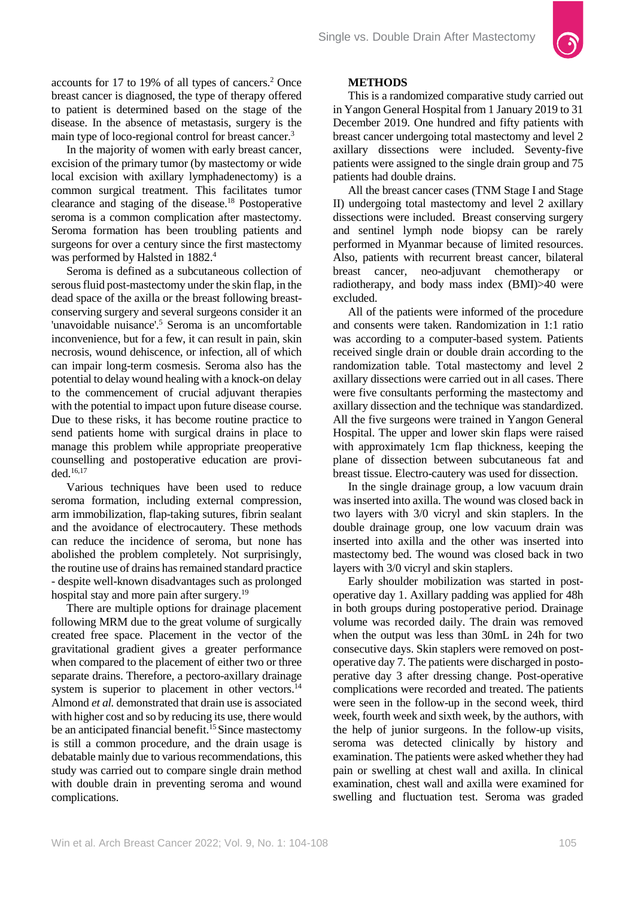accounts for 17 to 19% of all types of cancers.[2] Once breast cancer is diagnosed, the type of therapy offered to patient is determined based on the stage of the disease. In the absence of metastasis, surgery is the main type of loco-regional control for breast cancer.[3]

In the majority of women with early breast cancer, excision of the primary tumor (by mastectomy or wide local excision with axillary lymphadenectomy) is a common surgical treatment. This facilitates tumor clearance and staging of the disease.[18] Postoperative seroma is a common complication after mastectomy. Seroma formation has been troubling patients and surgeons for over a century since the first mastectomy was performed by Halsted in 1882.[4]

Seroma is defined as a subcutaneous collection of serous fluid post-mastectomy under the skin flap, in the dead space of the axilla or the breast following breast-conserving surgery and several surgeons consider it an 'unavoidable nuisance'.[5] Seroma is an uncomfortable inconvenience, but for a few, it can result in pain, skin necrosis, wound dehiscence, or infection, all of which can impair long-term cosmesis. Seroma also has the potential to delay wound healing with a knock-on delay to the commencement of crucial adjuvant therapies with the potential to impact upon future disease course. Due to these risks, it has become routine practice to send patients home with surgical drains in place to manage this problem while appropriate preoperative counselling and postoperative education are provided.[16,17]

Various techniques have been used to reduce seroma formation, including external compression, arm immobilization, flap-taking sutures, fibrin sealant and the avoidance of electrocautery. These methods can reduce the incidence of seroma, but none has abolished the problem completely. Not surprisingly, the routine use of drains has remained standard practice - despite well-known disadvantages such as prolonged hospital stay and more pain after surgery.[19]

There are multiple options for drainage placement following MRM due to the great volume of surgically created free space. Placement in the vector of the gravitational gradient gives a greater performance when compared to the placement of either two or three separate drains. Therefore, a pectoro-axillary drainage system is superior to placement in other vectors.[14] Almond *et al.* demonstrated that drain use is associated with higher cost and so by reducing its use, there would be an anticipated financial benefit.[15] Since mastectomy is still a common procedure, and the drain usage is debatable mainly due to various recommendations, this study was carried out to compare single drain method with double drain in preventing seroma and wound complications.

## METHODS

This is a randomized comparative study carried out in Yangon General Hospital from 1 January 2019 to 31 December 2019. One hundred and fifty patients with breast cancer undergoing total mastectomy and level 2 axillary dissections were included. Seventy-five patients were assigned to the single drain group and 75 patients had double drains.

All the breast cancer cases (TNM Stage I and Stage II) undergoing total mastectomy and level 2 axillary dissections were included. Breast conserving surgery and sentinel lymph node biopsy can be rarely performed in Myanmar because of limited resources. Also, patients with recurrent breast cancer, bilateral breast cancer, neo-adjuvant chemotherapy or radiotherapy, and body mass index (BMI)>40 were excluded.

All of the patients were informed of the procedure and consents were taken. Randomization in 1:1 ratio was according to a computer-based system. Patients received single drain or double drain according to the randomization table. Total mastectomy and level 2 axillary dissections were carried out in all cases. There were five consultants performing the mastectomy and axillary dissection and the technique was standardized. All the five surgeons were trained in Yangon General Hospital. The upper and lower skin flaps were raised with approximately 1cm flap thickness, keeping the plane of dissection between subcutaneous fat and breast tissue. Electro-cautery was used for dissection.

In the single drainage group, a low vacuum drain was inserted into axilla. The wound was closed back in two layers with 3/0 vicryl and skin staplers. In the double drainage group, one low vacuum drain was inserted into axilla and the other was inserted into mastectomy bed. The wound was closed back in two layers with 3/0 vicryl and skin staplers.

Early shoulder mobilization was started in post-operative day 1. Axillary padding was applied for 48h in both groups during postoperative period. Drainage volume was recorded daily. The drain was removed when the output was less than 30mL in 24h for two consecutive days. Skin staplers were removed on post-operative day 7. The patients were discharged in postoperative day 3 after dressing change. Post-operative complications were recorded and treated. The patients were seen in the follow-up in the second week, third week, fourth week and sixth week, by the authors, with the help of junior surgeons. In the follow-up visits, seroma was detected clinically by history and examination. The patients were asked whether they had pain or swelling at chest wall and axilla. In clinical examination, chest wall and axilla were examined for swelling and fluctuation test. Seroma was graded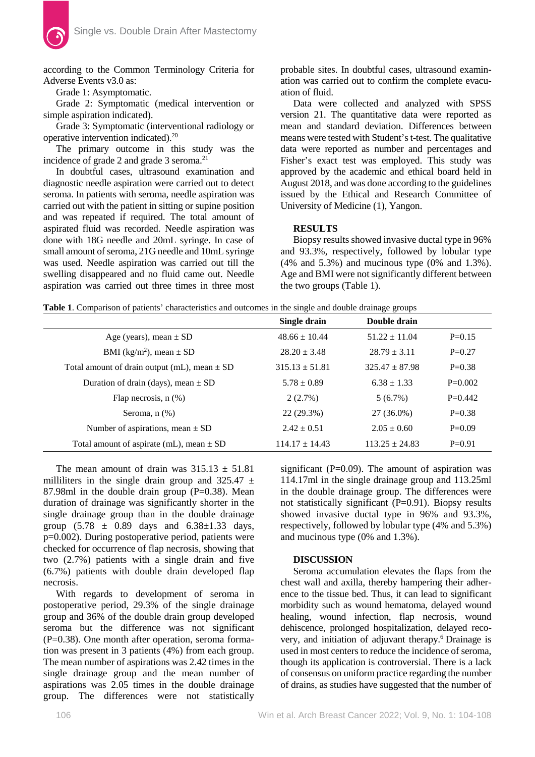according to the Common Terminology Criteria for Adverse Events v3.0 as:

Grade 1: Asymptomatic.

Grade 2: Symptomatic (medical intervention or simple aspiration indicated).

Grade 3: Symptomatic (interventional radiology or operative intervention indicated).[20]

The primary outcome in this study was the incidence of grade 2 and grade 3 seroma.[21]

In doubtful cases, ultrasound examination and diagnostic needle aspiration were carried out to detect seroma. In patients with seroma, needle aspiration was carried out with the patient in sitting or supine position and was repeated if required. The total amount of aspirated fluid was recorded. Needle aspiration was done with 18G needle and 20mL syringe. In case of small amount of seroma, 21G needle and 10mL syringe was used. Needle aspiration was carried out till the swelling disappeared and no fluid came out. Needle aspiration was carried out three times in three most probable sites. In doubtful cases, ultrasound examination was carried out to confirm the complete evacuation of fluid.

Data were collected and analyzed with SPSS version 21. The quantitative data were reported as mean and standard deviation. Differences between means were tested with Student's t-test. The qualitative data were reported as number and percentages and Fisher's exact test was employed. This study was approved by the academic and ethical board held in August 2018, and was done according to the guidelines issued by the Ethical and Research Committee of University of Medicine (1), Yangon.

## RESULTS

Biopsy results showed invasive ductal type in 96% and 93.3%, respectively, followed by lobular type (4% and 5.3%) and mucinous type (0% and 1.3%). Age and BMI were not significantly different between the two groups (Table 1).

**Table 1**. Comparison of patients' characteristics and outcomes in the single and double drainage groups

| | Single drain | Double drain | |
|---|---|---|---|
| Age (years), mean ± SD | 48.66 ± 10.44 | 51.22 ± 11.04 | P=0.15 |
| BMI (kg/m$^2$), mean ± SD | 28.20 ± 3.48 | 28.79 ± 3.11 | P=0.27 |
| Total amount of drain output (mL), mean ± SD | 315.13 ± 51.81 | 325.47 ± 87.98 | P=0.38 |
| Duration of drain (days), mean ± SD | 5.78 ± 0.89 | 6.38 ± 1.33 | P=0.002 |
| Flap necrosis, n (%) | 2 (2.7%) | 5 (6.7%) | P=0.442 |
| Seroma, n (%) | 22 (29.3%) | 27 (36.0%) | P=0.38 |
| Number of aspirations, mean ± SD | 2.42 ± 0.51 | 2.05 ± 0.60 | P=0.09 |
| Total amount of aspirate (mL), mean ± SD | 114.17 ± 14.43 | 113.25 ± 24.83 | P=0.91 |

The mean amount of drain was 315.13 ± 51.81 milliliters in the single drain group and 325.47 ± 87.98ml in the double drain group (P=0.38). Mean duration of drainage was significantly shorter in the single drainage group than in the double drainage group (5.78 ± 0.89 days and 6.38±1.33 days, p=0.002). During postoperative period, patients were checked for occurrence of flap necrosis, showing that two (2.7%) patients with a single drain and five (6.7%) patients with double drain developed flap necrosis.

With regards to development of seroma in postoperative period, 29.3% of the single drainage group and 36% of the double drain group developed seroma but the difference was not significant (P=0.38). One month after operation, seroma formation was present in 3 patients (4%) from each group. The mean number of aspirations was 2.42 times in the single drainage group and the mean number of aspirations was 2.05 times in the double drainage group. The differences were not statistically significant (P=0.09). The amount of aspiration was 114.17ml in the single drainage group and 113.25ml in the double drainage group. The differences were not statistically significant (P=0.91). Biopsy results showed invasive ductal type in 96% and 93.3%, respectively, followed by lobular type (4% and 5.3%) and mucinous type (0% and 1.3%).

## DISCUSSION

Seroma accumulation elevates the flaps from the chest wall and axilla, thereby hampering their adherence to the tissue bed. Thus, it can lead to significant morbidity such as wound hematoma, delayed wound healing, wound infection, flap necrosis, wound dehiscence, prolonged hospitalization, delayed recovery, and initiation of adjuvant therapy.[6] Drainage is used in most centers to reduce the incidence of seroma, though its application is controversial. There is a lack of consensus on uniform practice regarding the number of drains, as studies have suggested that the number of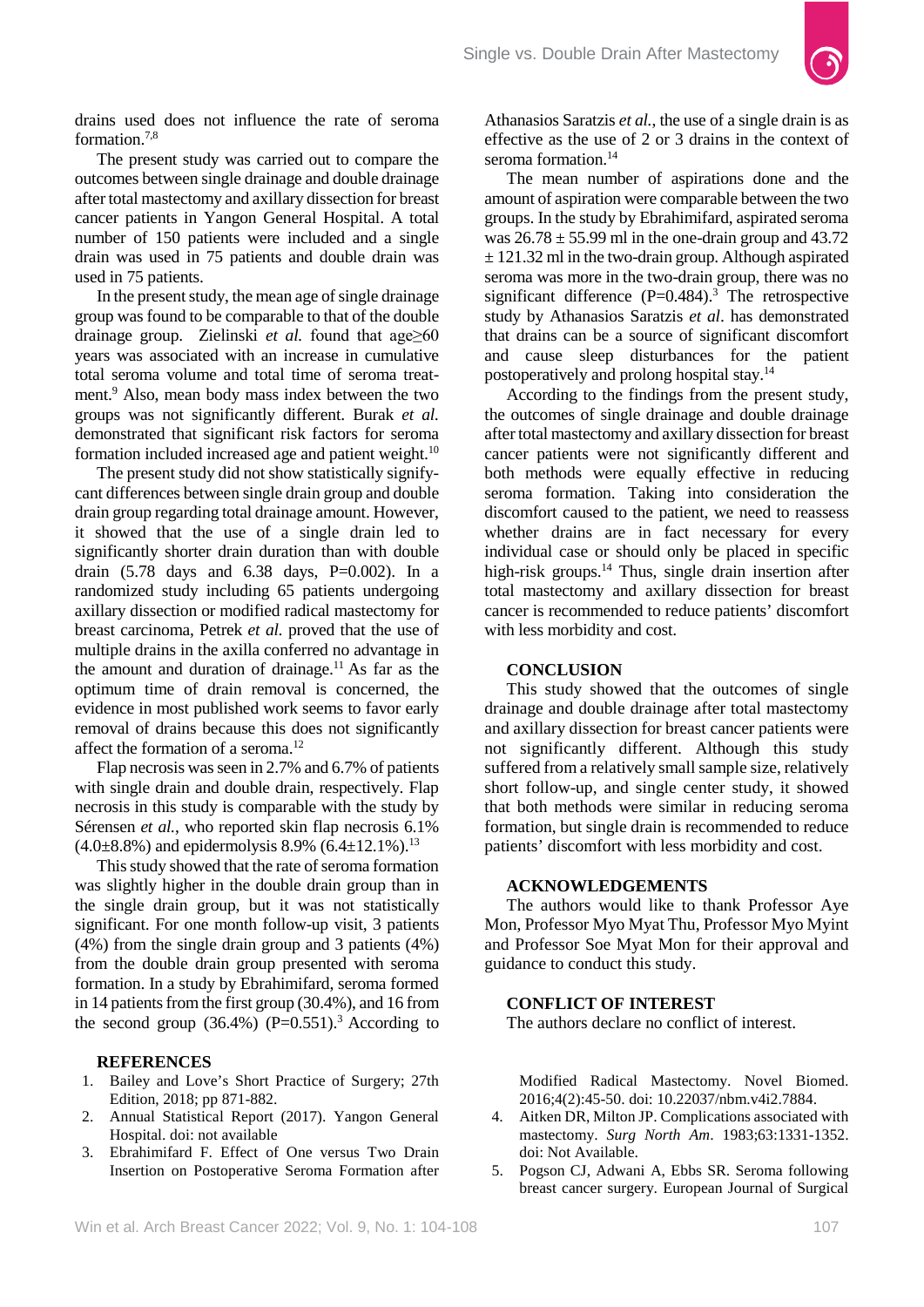drains used does not influence the rate of seroma formation.[7,8]

The present study was carried out to compare the outcomes between single drainage and double drainage after total mastectomy and axillary dissection for breast cancer patients in Yangon General Hospital. A total number of 150 patients were included and a single drain was used in 75 patients and double drain was used in 75 patients.

In the present study, the mean age of single drainage group was found to be comparable to that of the double drainage group. Zielinski *et al.* found that age≥60 years was associated with an increase in cumulative total seroma volume and total time of seroma treatment.[9] Also, mean body mass index between the two groups was not significantly different. Burak *et al.* demonstrated that significant risk factors for seroma formation included increased age and patient weight.[10]

The present study did not show statistically significant differences between single drain group and double drain group regarding total drainage amount. However, it showed that the use of a single drain led to significantly shorter drain duration than with double drain (5.78 days and 6.38 days, P=0.002). In a randomized study including 65 patients undergoing axillary dissection or modified radical mastectomy for breast carcinoma, Petrek *et al.* proved that the use of multiple drains in the axilla conferred no advantage in the amount and duration of drainage.[11] As far as the optimum time of drain removal is concerned, the evidence in most published work seems to favor early removal of drains because this does not significantly affect the formation of a seroma.[12]

Flap necrosis was seen in 2.7% and 6.7% of patients with single drain and double drain, respectively. Flap necrosis in this study is comparable with the study by Sérensen *et al.*, who reported skin flap necrosis 6.1% (4.0±8.8%) and epidermolysis 8.9% (6.4±12.1%).[13]

This study showed that the rate of seroma formation was slightly higher in the double drain group than in the single drain group, but it was not statistically significant. For one month follow-up visit, 3 patients (4%) from the single drain group and 3 patients (4%) from the double drain group presented with seroma formation. In a study by Ebrahimifard, seroma formed in 14 patients from the first group (30.4%), and 16 from the second group (36.4%) (P=0.551).[3] According to Athanasios Saratzis *et al.*, the use of a single drain is as effective as the use of 2 or 3 drains in the context of seroma formation.[14]

The mean number of aspirations done and the amount of aspiration were comparable between the two groups. In the study by Ebrahimifard, aspirated seroma was 26.78 ± 55.99 ml in the one-drain group and 43.72 ± 121.32 ml in the two-drain group. Although aspirated seroma was more in the two-drain group, there was no significant difference (P=0.484).[3] The retrospective study by Athanasios Saratzis *et al*. has demonstrated that drains can be a source of significant discomfort and cause sleep disturbances for the patient postoperatively and prolong hospital stay.[14]

According to the findings from the present study, the outcomes of single drainage and double drainage after total mastectomy and axillary dissection for breast cancer patients were not significantly different and both methods were equally effective in reducing seroma formation. Taking into consideration the discomfort caused to the patient, we need to reassess whether drains are in fact necessary for every individual case or should only be placed in specific high-risk groups.[14] Thus, single drain insertion after total mastectomy and axillary dissection for breast cancer is recommended to reduce patients' discomfort with less morbidity and cost.

## CONCLUSION

This study showed that the outcomes of single drainage and double drainage after total mastectomy and axillary dissection for breast cancer patients were not significantly different. Although this study suffered from a relatively small sample size, relatively short follow-up, and single center study, it showed that both methods were similar in reducing seroma formation, but single drain is recommended to reduce patients' discomfort with less morbidity and cost.

## ACKNOWLEDGEMENTS

The authors would like to thank Professor Aye Mon, Professor Myo Myat Thu, Professor Myo Myint and Professor Soe Myat Mon for their approval and guidance to conduct this study.

## CONFLICT OF INTEREST

The authors declare no conflict of interest.

## REFERENCES

1. Bailey and Love's Short Practice of Surgery; 27th Edition, 2018; pp 871-882.
2. Annual Statistical Report (2017). Yangon General Hospital. doi: not available
3. Ebrahimifard F. Effect of One versus Two Drain Insertion on Postoperative Seroma Formation after Modified Radical Mastectomy. Novel Biomed. 2016;4(2):45-50. doi: 10.22037/nbm.v4i2.7884.
4. Aitken DR, Milton JP. Complications associated with mastectomy. *Surg North Am*. 1983;63:1331-1352. doi: Not Available.
5. Pogson CJ, Adwani A, Ebbs SR. Seroma following breast cancer surgery. European Journal of Surgical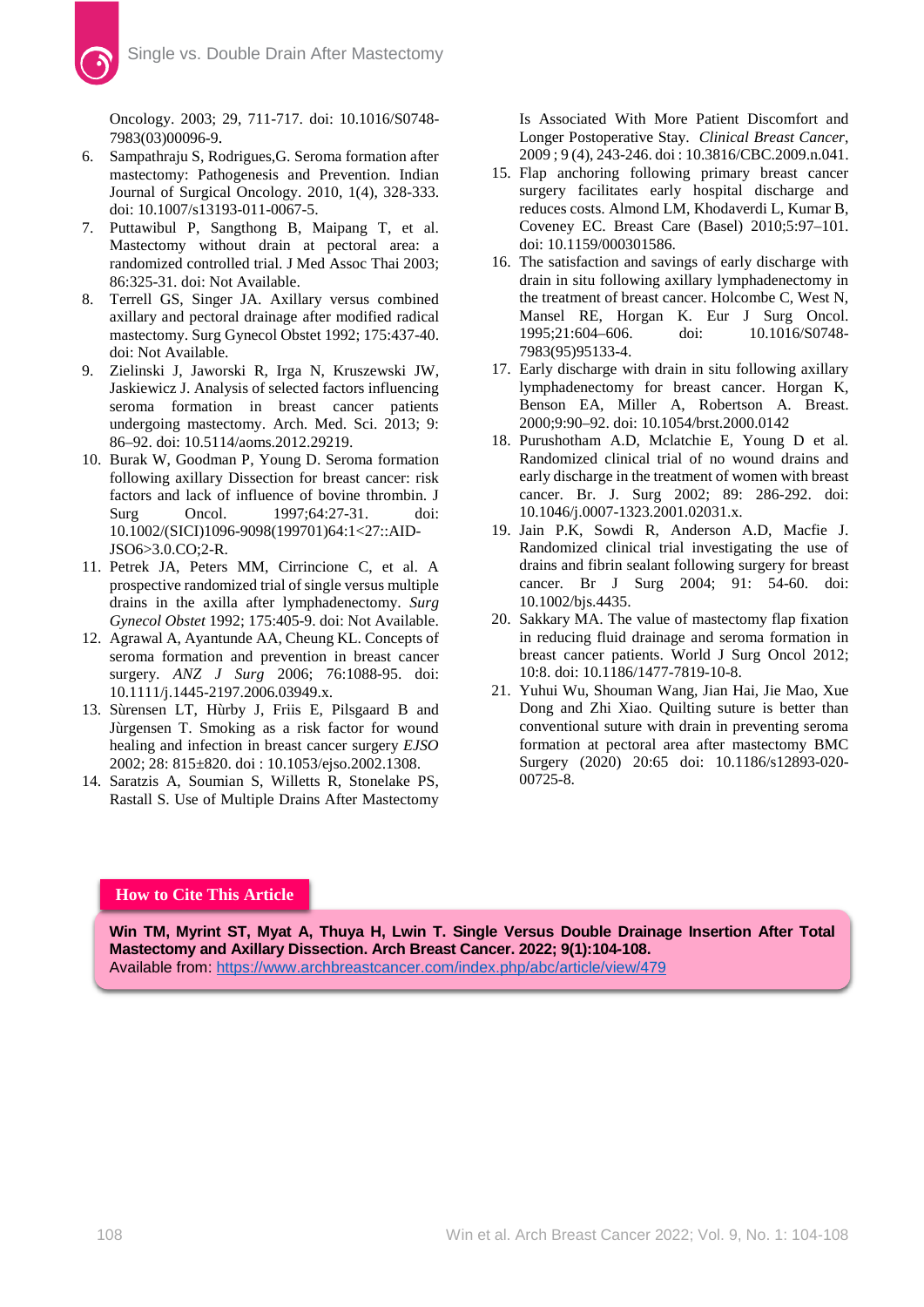Oncology. 2003; 29, 711-717. doi: 10.1016/S0748-7983(03)00096-9.

6. Sampathraju S, Rodrigues,G. Seroma formation after mastectomy: Pathogenesis and Prevention. Indian Journal of Surgical Oncology. 2010, 1(4), 328-333. doi: 10.1007/s13193-011-0067-5.
7. Puttawibul P, Sangthong B, Maipang T, et al. Mastectomy without drain at pectoral area: a randomized controlled trial. J Med Assoc Thai 2003; 86:325-31. doi: Not Available.
8. Terrell GS, Singer JA. Axillary versus combined axillary and pectoral drainage after modified radical mastectomy. Surg Gynecol Obstet 1992; 175:437-40. doi: Not Available.
9. Zielinski J, Jaworski R, Irga N, Kruszewski JW, Jaskiewicz J. Analysis of selected factors influencing seroma formation in breast cancer patients undergoing mastectomy. Arch. Med. Sci. 2013; 9: 86–92. doi: 10.5114/aoms.2012.29219.
10. Burak W, Goodman P, Young D. Seroma formation following axillary Dissection for breast cancer: risk factors and lack of influence of bovine thrombin. J Surg Oncol. 1997;64:27-31. doi: 10.1002/(SICI)1096-9098(199701)64:1<27::AID-JSO6>3.0.CO;2-R.
11. Petrek JA, Peters MM, Cirrincione C, et al. A prospective randomized trial of single versus multiple drains in the axilla after lymphadenectomy. *Surg Gynecol Obstet* 1992; 175:405-9. doi: Not Available.
12. Agrawal A, Ayantunde AA, Cheung KL. Concepts of seroma formation and prevention in breast cancer surgery. *ANZ J Surg* 2006; 76:1088-95. doi: 10.1111/j.1445-2197.2006.03949.x.
13. Sùrensen LT, Hùrby J, Friis E, Pilsgaard B and Jùrgensen T. Smoking as a risk factor for wound healing and infection in breast cancer surgery *EJSO* 2002; 28: 815±820. doi : 10.1053/ejso.2002.1308.
14. Saratzis A, Soumian S, Willetts R, Stonelake PS, Rastall S. Use of Multiple Drains After Mastectomy Is Associated With More Patient Discomfort and Longer Postoperative Stay. *Clinical Breast Cancer*, 2009 ; 9 (4), 243-246. doi : 10.3816/CBC.2009.n.041.
15. Flap anchoring following primary breast cancer surgery facilitates early hospital discharge and reduces costs. Almond LM, Khodaverdi L, Kumar B, Coveney EC. Breast Care (Basel) 2010;5:97–101. doi: 10.1159/000301586.
16. The satisfaction and savings of early discharge with drain in situ following axillary lymphadenectomy in the treatment of breast cancer. Holcombe C, West N, Mansel RE, Horgan K. Eur J Surg Oncol. 1995;21:604–606. doi: 10.1016/S0748-7983(95)95133-4.
17. Early discharge with drain in situ following axillary lymphadenectomy for breast cancer. Horgan K, Benson EA, Miller A, Robertson A. Breast. 2000;9:90–92. doi: 10.1054/brst.2000.0142
18. Purushotham A.D, Mclatchie E, Young D et al. Randomized clinical trial of no wound drains and early discharge in the treatment of women with breast cancer. Br. J. Surg 2002; 89: 286-292. doi: 10.1046/j.0007-1323.2001.02031.x.
19. Jain P.K, Sowdi R, Anderson A.D, Macfie J. Randomized clinical trial investigating the use of drains and fibrin sealant following surgery for breast cancer. Br J Surg 2004; 91: 54-60. doi: 10.1002/bjs.4435.
20. Sakkary MA. The value of mastectomy flap fixation in reducing fluid drainage and seroma formation in breast cancer patients. World J Surg Oncol 2012; 10:8. doi: 10.1186/1477-7819-10-8.
21. Yuhui Wu, Shouman Wang, Jian Hai, Jie Mao, Xue Dong and Zhi Xiao. Quilting suture is better than conventional suture with drain in preventing seroma formation at pectoral area after mastectomy BMC Surgery (2020) 20:65 doi: 10.1186/s12893-020-00725-8.

**How to Cite This Article**

**Win TM, Myrint ST, Myat A, Thuya H, Lwin T. Single Versus Double Drainage Insertion After Total Mastectomy and Axillary Dissection. Arch Breast Cancer. 2022; 9(1):104-108.**
Available from: https://www.archbreastcancer.com/index.php/abc/article/view/479